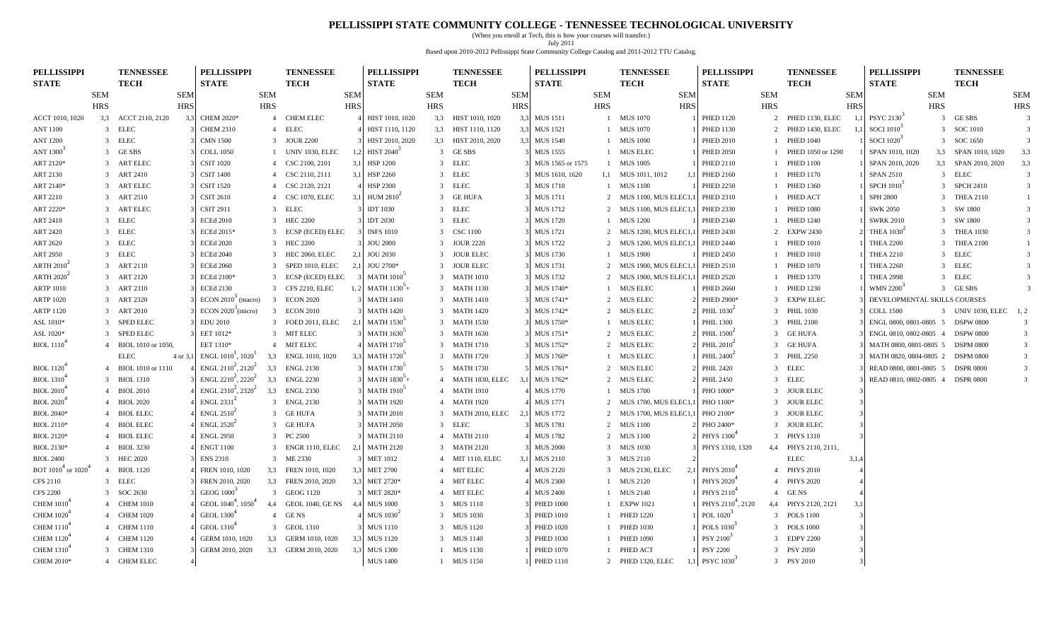# PELLISSIPPI STATE COMMUNITY COLLEGE - TENNESSEE TECHNOLOGICAL UNIVERSITY

(When you enroll at Tech, this is how your courses will transfer.)

July 2011

Based upon 2010-2012 Pellissippi State Community College Catalog and 2011-2012 TTU Catalog.

| PELLISSIPPI STATE | SEM HRS | TENNESSEE TECH | SEM HRS |
|---|---|---|---|
| ACCT 1010, 1020 | 3,3 | ACCT 2110, 2120 | 3,3 |
| ANT 1100 | 3 | ELEC | 3 |
| ANT 1200 | 3 | ELEC | 3 |
| ANT 1300[3] | 3 | GE SBS | 3 |
| ART 2120* | 3 | ART ELEC | 3 |
| ART 2130 | 3 | ART 2410 | 3 |
| ART 2140* | 3 | ART ELEC | 3 |
| ART 2210 | 3 | ART 2510 | 3 |
| ART 2220* | 3 | ART ELEC | 3 |
| ART 2410 | 3 | ELEC | 3 |
| ART 2420 | 3 | ELEC | 3 |
| ART 2620 | 3 | ELEC | 3 |
| ART 2950 | 3 | ELEC | 3 |
| ARTH 2010[2] | 3 | ART 2110 | 3 |
| ARTH 2020[2] | 3 | ART 2120 | 3 |
| ARTP 1010 | 3 | ART 2310 | 3 |
| ARTP 1020 | 3 | ART 2320 | 3 |
| ARTP 1120 | 3 | ART 2010 | 3 |
| ASL 1010* | 3 | SPED ELEC | 3 |
| ASL 1020* | 3 | SPED ELEC | 3 |
| BIOL 1110[4] | 4 | BIOL 1010 or 1050, | |
| | | ELEC | 4 or 3,1 |
| BIOL 1120[4] | 4 | BIOL 1010 or 1110 | 4 |
| BIOL 1310[4] | 3 | BIOL 1310 | 3 |
| BIOL 2010[4] | 4 | BIOL 2010 | 4 |
| BIOL 2020[4] | 4 | BIOL 2020 | 4 |
| BIOL 2040* | 4 | BIOL ELEC | 4 |
| BIOL 2110* | 4 | BIOL ELEC | 4 |
| BIOL 2120* | 4 | BIOL ELEC | 4 |
| BIOL 2130* | 4 | BIOL 3230 | 4 |
| BIOL 2400 | 3 | HEC 2020 | 3 |
| BOT 1010[4] or 1020[4] | 4 | BIOL 1120 | 4 |
| CFS 2110 | 3 | ELEC | 3 |
| CFS 2200 | 3 | SOC 2630 | 3 |
| CHEM 1010[4] | 4 | CHEM 1010 | 4 |
| CHEM 1020[4] | 4 | CHEM 1020 | 4 |
| CHEM 1110[4] | 4 | CHEM 1110 | 4 |
| CHEM 1120[4] | 4 | CHEM 1120 | 4 |
| CHEM 1310[4] | 3 | CHEM 1310 | 3 |
| CHEM 2010* | 4 | CHEM ELEC | 4 |
| CHEM 2020* | 4 | CHEM ELEC | 4 |
| CHEM 2310 | 4 | ELEC | 4 |
| CMN 1500 | 3 | JOUR 2200 | 3 |
| COLL 1050 | 1 | UNIV 1030, ELEC | 1,2 |
| CSIT 1020 | 4 | CSC 2100, 2101 | 3,1 |
| CSIT 1400 | 4 | CSC 2110, 2111 | 3,1 |
| CSIT 1520 | 4 | CSC 2120, 2121 | 4 |
| CSIT 2610 | 4 | CSC 1070, ELEC | 3,1 |
| CSIT 2911 | 3 | ELEC | 3 |
| ECEd 2010 | 3 | HEC 2200 | 3 |
| ECEd 2015* | 3 | ECSP (ECED) ELEC | 3 |
| ECEd 2020 | 3 | HEC 2200 | 3 |
| ECEd 2040 | 3 | HEC 2060, ELEC | 2,1 |
| ECEd 2060 | 3 | SPED 1010, ELEC | 2,1 |
| ECEd 2100* | 3 | ECSP (ECED) ELEC | 3 |
| ECEd 2130 | 3 | CFS 2210, ELEC | 1, 2 |
| ECON 2010[3] (macro) | 3 | ECON 2020 | 3 |
| ECON 2020[3] (micro) | 3 | ECON 2010 | 3 |
| EDU 2010 | 3 | FOED 2011, ELEC | 2,1 |
| EET 1012* | 3 | MIT ELEC | 3 |
| EET 1310* | 4 | MIT ELEC | 4 |
| ENGL 1010[1], 1020[1] | 3,3 | ENGL 1010, 1020 | 3,3 |
| ENGL 2110[2], 2120[2] | 3,3 | ENGL 2130 | 3 |
| ENGL 2210[2], 2220[2] | 3,3 | ENGL 2230 | 3 |
| ENGL 2310[2], 2320[2] | 3,3 | ENGL 2330 | 3 |
| ENGL 2331[2] | 3 | ENGL 2130 | 3 |
| ENGL 2510[2] | 3 | GE HUFA | 3 |
| ENGL 2520[2] | 3 | GE HUFA | 3 |
| ENGL 2950 | 3 | PC 2500 | 3 |
| ENGT 1100 | 3 | ENGR 1110, ELEC | 2,1 |
| ENS 2310 | 3 | ME 2330 | 3 |
| FREN 1010, 1020 | 3,3 | FREN 1010, 1020 | 3,3 |
| FREN 2010, 2020 | 3,3 | FREN 2010, 2020 | 3,3 |
| GEOG 1000[3] | 3 | GEOG 1120 | 3 |
| GEOL 1040[4], 1050[4] | 4,4 | GEOL 1040, GE NS | 4,4 |
| GEOL 1300[4] | 4 | GE NS | 4 |
| GEOL 1310[4] | 3 | GEOL 1310 | 3 |
| GERM 1010, 1020 | 3,3 | GERM 1010, 1020 | 3,3 |
| GERM 2010, 2020 | 3,3 | GERM 2010, 2020 | 3,3 |
| HIST 1010, 1020 | 3,3 | HIST 1010, 1020 | 3,3 |
| HIST 1110, 1120 | 3,3 | HIST 1110, 1120 | 3,3 |
| HIST 2010, 2020 | 3,3 | HIST 2010, 2020 | 3,3 |
| HIST 2040[3] | 3 | GE SBS | 3 |
| HSP 1200 | 3 | ELEC | 3 |
| HSP 2260 | 3 | ELEC | 3 |
| HSP 2300 | 3 | ELEC | 3 |
| HUM 2810[2] | 3 | GE HUFA | 3 |
| IDT 1030 | 3 | ELEC | 3 |
| IDT 2030 | 3 | ELEC | 3 |
| INFS 1010 | 3 | CSC 1100 | 3 |
| JOU 2000 | 3 | JOUR 2220 | 3 |
| JOU 2030 | 3 | JOUR ELEC | 3 |
| JOU 2700* | 3 | JOUR ELEC | 3 |
| MATH 1010[5] | 3 | MATH 1010 | 3 |
| MATH 1130[5]+ | 3 | MATH 1130 | 3 |
| MATH 1410 | 3 | MATH 1410 | 3 |
| MATH 1420 | 3 | MATH 1420 | 3 |
| MATH 1530[5] | 3 | MATH 1530 | 3 |
| MATH 1630[5] | 3 | MATH 1630 | 3 |
| MATH 1710[5] | 3 | MATH 1710 | 3 |
| MATH 1720[5] | 3 | MATH 1720 | 3 |
| MATH 1730[5] | 5 | MATH 1730 | 5 |
| MATH 1830[5]+ | 4 | MATH 1830, ELEC | 3,1 |
| MATH 1910[5] | 4 | MATH 1910 | 4 |
| MATH 1920 | 4 | MATH 1920 | 4 |
| MATH 2010 | 3 | MATH 2010, ELEC | 2,1 |
| MATH 2050 | 3 | ELEC | 3 |
| MATH 2110 | 4 | MATH 2110 | 4 |
| MATH 2120 | 3 | MATH 2120 | 3 |
| MET 1012 | 4 | MIT 1110, ELEC | 3,1 |
| MET 2700 | 4 | MIT ELEC | 4 |
| MET 2720* | 4 | MIT ELEC | 4 |
| MET 2820* | 4 | MIT ELEC | 4 |
| MUS 1000 | 3 | MUS 1110 | 3 |
| MUS 1030[2] | 3 | MUS 1030 | 3 |
| MUS 1110 | 3 | MUS 1120 | 3 |
| MUS 1120 | 3 | MUS 1140 | 3 |
| MUS 1300 | 1 | MUS 1130 | 1 |
| MUS 1400 | 1 | MUS 1150 | 1 |
| MUS 1511 | 1 | MUS 1070 | 1 |
| MUS 1521 | 1 | MUS 1070 | 1 |
| MUS 1540 | 1 | MUS 1090 | 1 |
| MUS 1555 | 1 | MUS ELEC | 1 |
| MUS 1565 or 1575 | 1 | MUS 1005 | 1 |
| MUS 1610, 1620 | 1,1 | MUS 1011, 1012 | 1,1 |
| MUS 1710 | 1 | MUS 1100 | 1 |
| MUS 1711 | 2 | MUS 1100, MUS ELEC | 1,1 |
| MUS 1712 | 2 | MUS 1100, MUS ELEC | 1,1 |
| MUS 1720 | 1 | MUS 1200 | 1 |
| MUS 1721 | 2 | MUS 1200, MUS ELEC | 1,1 |
| MUS 1722 | 2 | MUS 1200, MUS ELEC | 1,1 |
| MUS 1730 | 1 | MUS 1900 | 1 |
| MUS 1731 | 2 | MUS 1900, MUS ELEC | 1,1 |
| MUS 1732 | 2 | MUS 1900, MUS ELEC | 1,1 |
| MUS 1740* | 1 | MUS ELEC | 1 |
| MUS 1741* | 2 | MUS ELEC | 2 |
| MUS 1742* | 2 | MUS ELEC | 2 |
| MUS 1750* | 1 | MUS ELEC | 1 |
| MUS 1751* | 2 | MUS ELEC | 2 |
| MUS 1752* | 2 | MUS ELEC | 2 |
| MUS 1760* | 1 | MUS ELEC | 1 |
| MUS 1761* | 2 | MUS ELEC | 2 |
| MUS 1762* | 2 | MUS ELEC | 2 |
| MUS 1770 | 1 | MUS 1700 | 1 |
| MUS 1771 | 2 | MUS 1700, MUS ELEC | 1,1 |
| MUS 1772 | 2 | MUS 1700, MUS ELEC | 1,1 |
| MUS 1781 | 2 | MUS 1100 | 2 |
| MUS 1782 | 2 | MUS 1100 | 2 |
| MUS 2000 | 3 | MUS 1030 | 3 |
| MUS 2110 | 3 | MUS 2110 | 2 |
| MUS 2120 | 3 | MUS 2130, ELEC | 2,1 |
| MUS 2300 | 1 | MUS 2120 | 1 |
| MUS 2400 | 1 | MUS 2140 | 1 |
| PHED 1000 | 1 | EXPW 1021 | 1 |
| PHED 1010 | 1 | PHED 1220 | 1 |
| PHED 1020 | 1 | PHED 1030 | 1 |
| PHED 1030 | 1 | PHED 1090 | 1 |
| PHED 1070 | 1 | PHED ACT | 1 |
| PHED 1110 | 2 | PHED 1320, ELEC | 1,1 |
| PHED 1120 | 2 | PHED 1130, ELEC | 1,1 |
| PHED 1130 | 2 | PHED 1430, ELEC | 1,1 |
| PHED 2010 | 1 | PHED 1040 | 1 |
| PHED 2050 | 1 | PHED 1050 or 1290 | 1 |
| PHED 2110 | 1 | PHED 1100 | 1 |
| PHED 2160 | 1 | PHED 1170 | 1 |
| PHED 2250 | 1 | PHED 1360 | 1 |
| PHED 2310 | 1 | PHED ACT | 1 |
| PHED 2330 | 1 | PHED 1080 | 1 |
| PHED 2340 | 1 | PHED 1240 | 1 |
| PHED 2430 | 2 | EXPW 2430 | 2 |
| PHED 2440 | 1 | PHED 1010 | 1 |
| PHED 2450 | 1 | PHED 1010 | 1 |
| PHED 2510 | 1 | PHED 1070 | 1 |
| PHED 2520 | 1 | PHED 1370 | 1 |
| PHED 2660 | 1 | PHED 1230 | 1 |
| PHED 2900* | 3 | EXPW ELEC | 3 |
| PHIL 1030[2] | 3 | PHIL 1030 | 3 |
| PHIL 1300 | 3 | PHIL 2100 | 3 |
| PHIL 1500[2] | 3 | GE HUFA | 3 |
| PHIL 2010[2] | 3 | GE HUFA | 3 |
| PHIL 2400[2] | 3 | PHIL 2250 | 3 |
| PHIL 2420 | 3 | ELEC | 3 |
| PHIL 2450 | 3 | ELEC | 3 |
| PHO 1000* | 3 | JOUR ELEC | 3 |
| PHO 1100* | 3 | JOUR ELEC | 3 |
| PHO 2100* | 3 | JOUR ELEC | 3 |
| PHO 2400* | 3 | JOUR ELEC | 3 |
| PHYS 1300[4] | 3 | PHYS 1310 | 3 |
| PHYS 1310, 1320 | 4,4 | PHYS 2110, 2111, ELEC | 3,1,4 |
| PHYS 2010[4] | 4 | PHYS 2010 | 4 |
| PHYS 2020[4] | 4 | PHYS 2020 | 4 |
| PHYS 2110[4] | 4 | GE NS | 4 |
| PHYS 2110[4], 2120 | 4,4 | PHYS 2120, 2121 | 3,1 |
| POL 1020[3] | 3 | POLS 1100 | 3 |
| POLS 1030[3] | 3 | POLS 1000 | 3 |
| PSY 2100[3] | 3 | EDPY 2200 | 3 |
| PSY 2200 | 3 | PSY 2050 | 3 |
| PSYC 1030[3] | 3 | PSY 2010 | 3 |
| PSYC 2130[3] | 3 | GE SBS | 3 |
| SOCI 1010[3] | 3 | SOC 1010 | 3 |
| SOCI 1020[3] | 3 | SOC 1650 | 3 |
| SPAN 1010, 1020 | 3,3 | SPAN 1010, 1020 | 3,3 |
| SPAN 2010, 2020 | 3,3 | SPAN 2010, 2020 | 3,3 |
| SPAN 2510 | 3 | ELEC | 3 |
| SPCH 1010[1] | 3 | SPCH 2410 | 3 |
| SPH 2800 | 3 | THEA 2110 | 1 |
| SWK 2050 | 3 | SW 1800 | 3 |
| SWRK 2010 | 3 | SW 1800 | 3 |
| THEA 1030[2] | 3 | THEA 1030 | 3 |
| THEA 2200 | 3 | THEA 2100 | 1 |
| THEA 2210 | 3 | ELEC | 3 |
| THEA 2260 | 3 | ELEC | 3 |
| THEA 2998 | 3 | ELEC | 3 |
| WMN 2200[3] | 3 | GE SBS | 3 |
| **DEVELOPMENTAL SKILLS COURSES** | | | |
| COLL 1500 | 3 | UNIV 1030, ELEC | 1, 2 |
| ENGL 0800, 0801-0805 | 5 | DSPW 0800 | 3 |
| ENGL 0810, 0802-0805 | 4 | DSPW 0800 | 3 |
| MATH 0810, 0801-0805 | 5 | DSPM 0800 | 3 |
| MATH 0820, 0804-0805 | 2 | DSPM 0800 | 3 |
| READ 0800, 0801-0805 | 5 | DSPR 0800 | 3 |
| READ 0810, 0802-0805 | 4 | DSPR 0800 | 3 |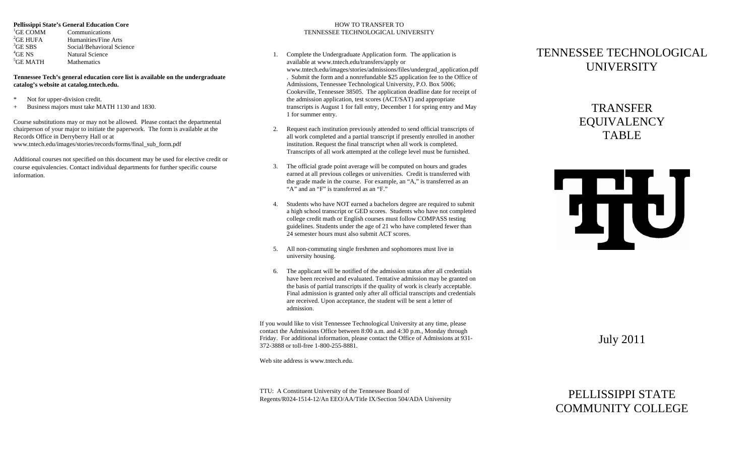**Pellissippi State's General Education Core**

| | |
|---|---|
| [1]GE COMM | Communications |
| [2]GE HUFA | Humanities/Fine Arts |
| [3]GE SBS | Social/Behavioral Science |
| [4]GE NS | Natural Science |
| [5]GE MATH | Mathematics |

**Tennessee Tech's general education core list is available on the undergraduate catalog's website at catalog.tntech.edu.**

- \* Not for upper-division credit.
- \+ Business majors must take MATH 1130 and 1830.

Course substitutions may or may not be allowed. Please contact the departmental chairperson of your major to initiate the paperwork. The form is available at the Records Office in Derryberry Hall or at www.tntech.edu/images/stories/records/forms/final_sub_form.pdf

Additional courses not specified on this document may be used for elective credit or course equivalencies. Contact individual departments for further specific course information.

HOW TO TRANSFER TO
TENNESSEE TECHNOLOGICAL UNIVERSITY

1. Complete the Undergraduate Application form. The application is available at www.tntech.edu/transfers/apply or www.tntech.edu/images/stories/admissions/files/undergrad_application.pdf . Submit the form and a nonrefundable $25 application fee to the Office of Admissions, Tennessee Technological University, P.O. Box 5006; Cookeville, Tennessee 38505. The application deadline date for receipt of the admission application, test scores (ACT/SAT) and appropriate transcripts is August 1 for fall entry, December 1 for spring entry and May 1 for summer entry.

2. Request each institution previously attended to send official transcripts of all work completed and a partial transcript if presently enrolled in another institution. Request the final transcript when all work is completed. Transcripts of all work attempted at the college level must be furnished.

3. The official grade point average will be computed on hours and grades earned at all previous colleges or universities. Credit is transferred with the grade made in the course. For example, an "A," is transferred as an "A" and an "F" is transferred as an "F."

4. Students who have NOT earned a bachelors degree are required to submit a high school transcript or GED scores. Students who have not completed college credit math or English courses must follow COMPASS testing guidelines. Students under the age of 21 who have completed fewer than 24 semester hours must also submit ACT scores.

5. All non-commuting single freshmen and sophomores must live in university housing.

6. The applicant will be notified of the admission status after all credentials have been received and evaluated. Tentative admission may be granted on the basis of partial transcripts if the quality of work is clearly acceptable. Final admission is granted only after all official transcripts and credentials are received. Upon acceptance, the student will be sent a letter of admission.

If you would like to visit Tennessee Technological University at any time, please contact the Admissions Office between 8:00 a.m. and 4:30 p.m., Monday through Friday. For additional information, please contact the Office of Admissions at 931-372-3888 or toll-free 1-800-255-8881.

Web site address is www.tntech.edu.

TTU: A Constituent University of the Tennessee Board of Regents/R024-1514-12/An EEO/AA/Title IX/Section 504/ADA University

# TENNESSEE TECHNOLOGICAL UNIVERSITY

## TRANSFER EQUIVALENCY TABLE

TTU

July 2011

## PELLISSIPPI STATE COMMUNITY COLLEGE